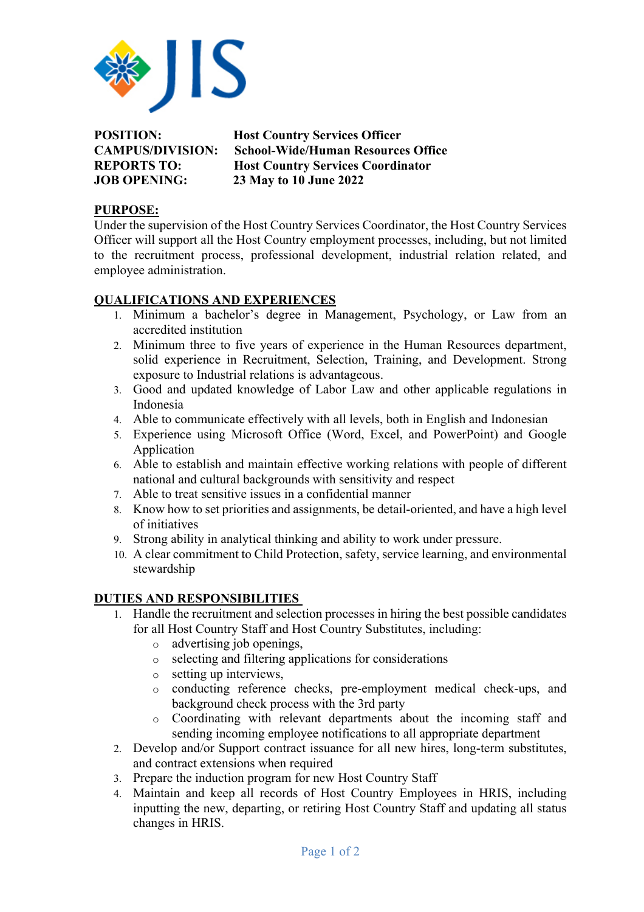JIS

**POSITION:** Host Country Services Officer
**CAMPUS/DIVISION:** School-Wide/Human Resources Office
**REPORTS TO:** Host Country Services Coordinator
**JOB OPENING:** 23 May to 10 June 2022

## PURPOSE:

Under the supervision of the Host Country Services Coordinator, the Host Country Services Officer will support all the Host Country employment processes, including, but not limited to the recruitment process, professional development, industrial relation related, and employee administration.

## QUALIFICATIONS AND EXPERIENCES

1. Minimum a bachelor's degree in Management, Psychology, or Law from an accredited institution
2. Minimum three to five years of experience in the Human Resources department, solid experience in Recruitment, Selection, Training, and Development. Strong exposure to Industrial relations is advantageous.
3. Good and updated knowledge of Labor Law and other applicable regulations in Indonesia
4. Able to communicate effectively with all levels, both in English and Indonesian
5. Experience using Microsoft Office (Word, Excel, and PowerPoint) and Google Application
6. Able to establish and maintain effective working relations with people of different national and cultural backgrounds with sensitivity and respect
7. Able to treat sensitive issues in a confidential manner
8. Know how to set priorities and assignments, be detail-oriented, and have a high level of initiatives
9. Strong ability in analytical thinking and ability to work under pressure.
10. A clear commitment to Child Protection, safety, service learning, and environmental stewardship

## DUTIES AND RESPONSIBILITIES

1. Handle the recruitment and selection processes in hiring the best possible candidates for all Host Country Staff and Host Country Substitutes, including:
   - advertising job openings,
   - selecting and filtering applications for considerations
   - setting up interviews,
   - conducting reference checks, pre-employment medical check-ups, and background check process with the 3rd party
   - Coordinating with relevant departments about the incoming staff and sending incoming employee notifications to all appropriate department
2. Develop and/or Support contract issuance for all new hires, long-term substitutes, and contract extensions when required
3. Prepare the induction program for new Host Country Staff
4. Maintain and keep all records of Host Country Employees in HRIS, including inputting the new, departing, or retiring Host Country Staff and updating all status changes in HRIS.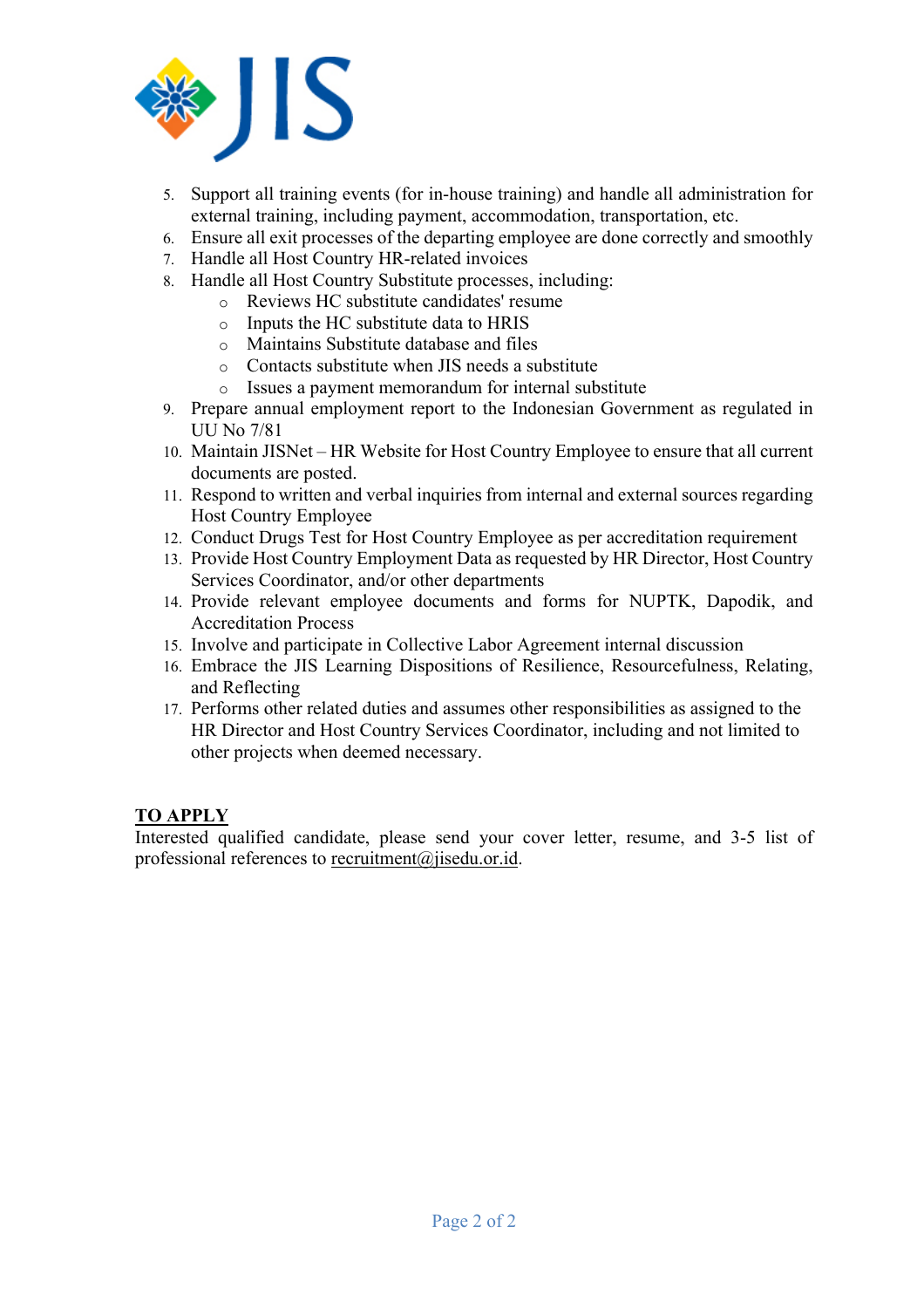5. Support all training events (for in-house training) and handle all administration for external training, including payment, accommodation, transportation, etc.
6. Ensure all exit processes of the departing employee are done correctly and smoothly
7. Handle all Host Country HR-related invoices
8. Handle all Host Country Substitute processes, including:
    - Reviews HC substitute candidates' resume
    - Inputs the HC substitute data to HRIS
    - Maintains Substitute database and files
    - Contacts substitute when JIS needs a substitute
    - Issues a payment memorandum for internal substitute
9. Prepare annual employment report to the Indonesian Government as regulated in UU No 7/81
10. Maintain JISNet – HR Website for Host Country Employee to ensure that all current documents are posted.
11. Respond to written and verbal inquiries from internal and external sources regarding Host Country Employee
12. Conduct Drugs Test for Host Country Employee as per accreditation requirement
13. Provide Host Country Employment Data as requested by HR Director, Host Country Services Coordinator, and/or other departments
14. Provide relevant employee documents and forms for NUPTK, Dapodik, and Accreditation Process
15. Involve and participate in Collective Labor Agreement internal discussion
16. Embrace the JIS Learning Dispositions of Resilience, Resourcefulness, Relating, and Reflecting
17. Performs other related duties and assumes other responsibilities as assigned to the HR Director and Host Country Services Coordinator, including and not limited to other projects when deemed necessary.

**TO APPLY**

Interested qualified candidate, please send your cover letter, resume, and 3-5 list of professional references to recruitment@jisedu.or.id.